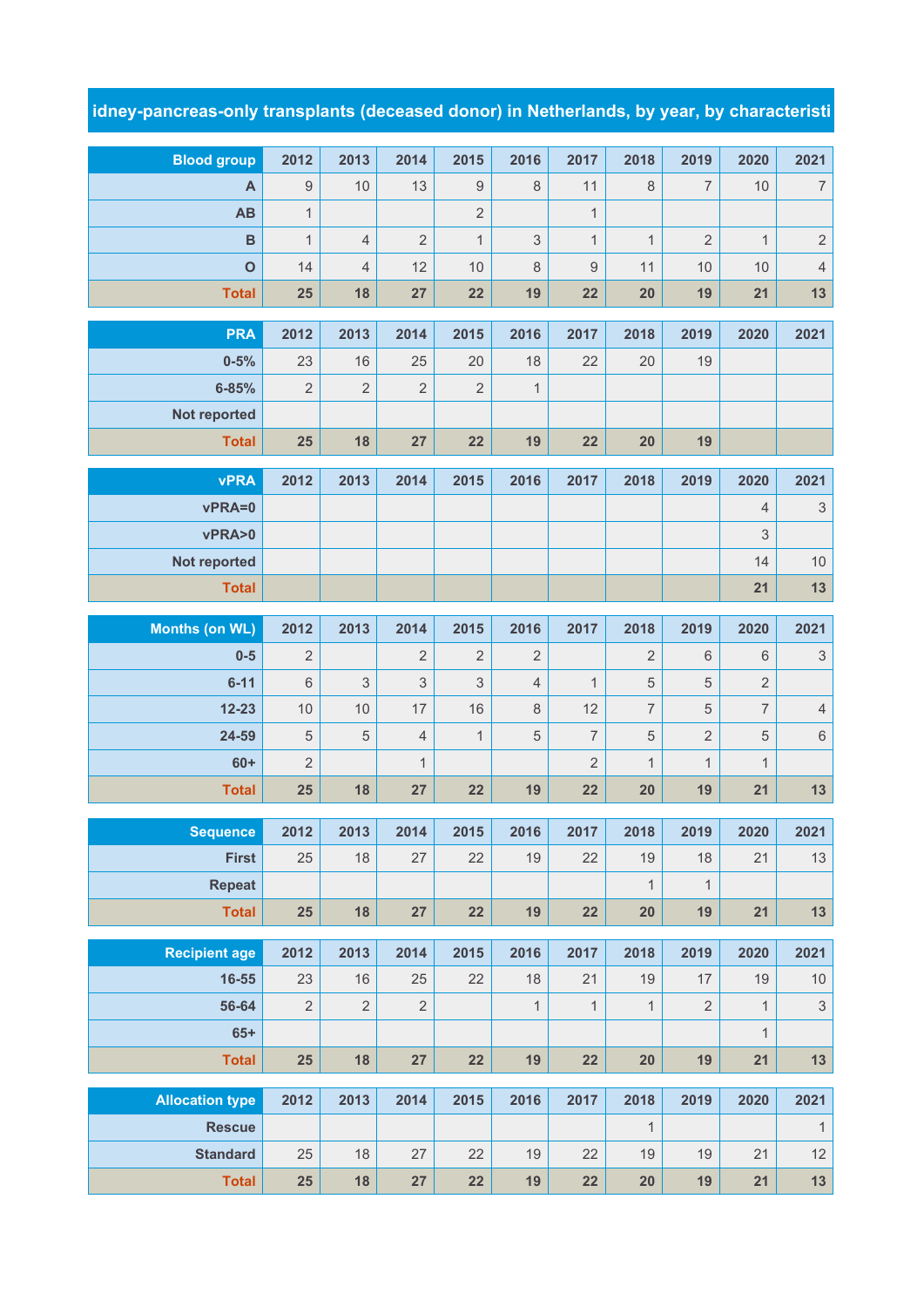# idney-pancreas-only transplants (deceased donor) in Netherlands, by year, by characteristi

| Blood group | 2012 | 2013 | 2014 | 2015 | 2016 | 2017 | 2018 | 2019 | 2020 | 2021 |
|---|---|---|---|---|---|---|---|---|---|---|
| A | 9 | 10 | 13 | 9 | 8 | 11 | 8 | 7 | 10 | 7 |
| AB | 1 | | | 2 | | 1 | | | | |
| B | 1 | 4 | 2 | 1 | 3 | 1 | 1 | 2 | 1 | 2 |
| O | 14 | 4 | 12 | 10 | 8 | 9 | 11 | 10 | 10 | 4 |
| **Total** | **25** | **18** | **27** | **22** | **19** | **22** | **20** | **19** | **21** | **13** |

| PRA | 2012 | 2013 | 2014 | 2015 | 2016 | 2017 | 2018 | 2019 | 2020 | 2021 |
|---|---|---|---|---|---|---|---|---|---|---|
| 0-5% | 23 | 16 | 25 | 20 | 18 | 22 | 20 | 19 | | |
| 6-85% | 2 | 2 | 2 | 2 | 1 | | | | | |
| Not reported | | | | | | | | | | |
| **Total** | **25** | **18** | **27** | **22** | **19** | **22** | **20** | **19** | | |

| vPRA | 2012 | 2013 | 2014 | 2015 | 2016 | 2017 | 2018 | 2019 | 2020 | 2021 |
|---|---|---|---|---|---|---|---|---|---|---|
| vPRA=0 | | | | | | | | | 4 | 3 |
| vPRA>0 | | | | | | | | | 3 | |
| Not reported | | | | | | | | | 14 | 10 |
| **Total** | | | | | | | | | **21** | **13** |

| Months (on WL) | 2012 | 2013 | 2014 | 2015 | 2016 | 2017 | 2018 | 2019 | 2020 | 2021 |
|---|---|---|---|---|---|---|---|---|---|---|
| 0-5 | 2 | | 2 | 2 | 2 | | 2 | 6 | 6 | 3 |
| 6-11 | 6 | 3 | 3 | 3 | 4 | 1 | 5 | 5 | 2 | |
| 12-23 | 10 | 10 | 17 | 16 | 8 | 12 | 7 | 5 | 7 | 4 |
| 24-59 | 5 | 5 | 4 | 1 | 5 | 7 | 5 | 2 | 5 | 6 |
| 60+ | 2 | | 1 | | | 2 | 1 | 1 | 1 | |
| **Total** | **25** | **18** | **27** | **22** | **19** | **22** | **20** | **19** | **21** | **13** |

| Sequence | 2012 | 2013 | 2014 | 2015 | 2016 | 2017 | 2018 | 2019 | 2020 | 2021 |
|---|---|---|---|---|---|---|---|---|---|---|
| First | 25 | 18 | 27 | 22 | 19 | 22 | 19 | 18 | 21 | 13 |
| Repeat | | | | | | | 1 | 1 | | |
| **Total** | **25** | **18** | **27** | **22** | **19** | **22** | **20** | **19** | **21** | **13** |

| Recipient age | 2012 | 2013 | 2014 | 2015 | 2016 | 2017 | 2018 | 2019 | 2020 | 2021 |
|---|---|---|---|---|---|---|---|---|---|---|
| 16-55 | 23 | 16 | 25 | 22 | 18 | 21 | 19 | 17 | 19 | 10 |
| 56-64 | 2 | 2 | 2 | | 1 | 1 | 1 | 2 | 1 | 3 |
| 65+ | | | | | | | | | 1 | |
| **Total** | **25** | **18** | **27** | **22** | **19** | **22** | **20** | **19** | **21** | **13** |

| Allocation type | 2012 | 2013 | 2014 | 2015 | 2016 | 2017 | 2018 | 2019 | 2020 | 2021 |
|---|---|---|---|---|---|---|---|---|---|---|
| Rescue | | | | | | | 1 | | | 1 |
| Standard | 25 | 18 | 27 | 22 | 19 | 22 | 19 | 19 | 21 | 12 |
| **Total** | **25** | **18** | **27** | **22** | **19** | **22** | **20** | **19** | **21** | **13** |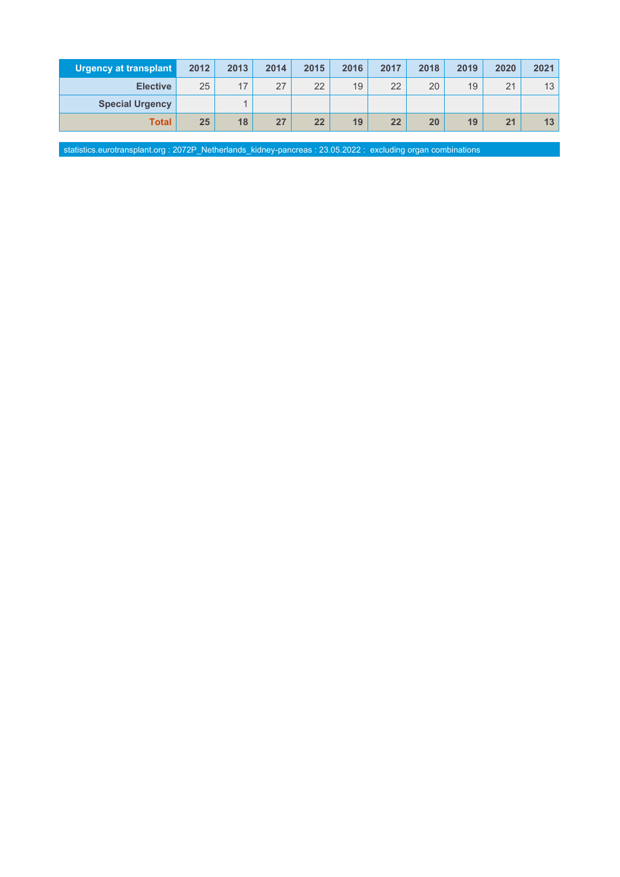| Urgency at transplant | 2012 | 2013 | 2014 | 2015 | 2016 | 2017 | 2018 | 2019 | 2020 | 2021 |
|---|---|---|---|---|---|---|---|---|---|---|
| Elective | 25 | 17 | 27 | 22 | 19 | 22 | 20 | 19 | 21 | 13 |
| Special Urgency | | 1 | | | | | | | | |
| **Total** | **25** | **18** | **27** | **22** | **19** | **22** | **20** | **19** | **21** | **13** |

statistics.eurotransplant.org : 2072P_Netherlands_kidney-pancreas : 23.05.2022 : excluding organ combinations